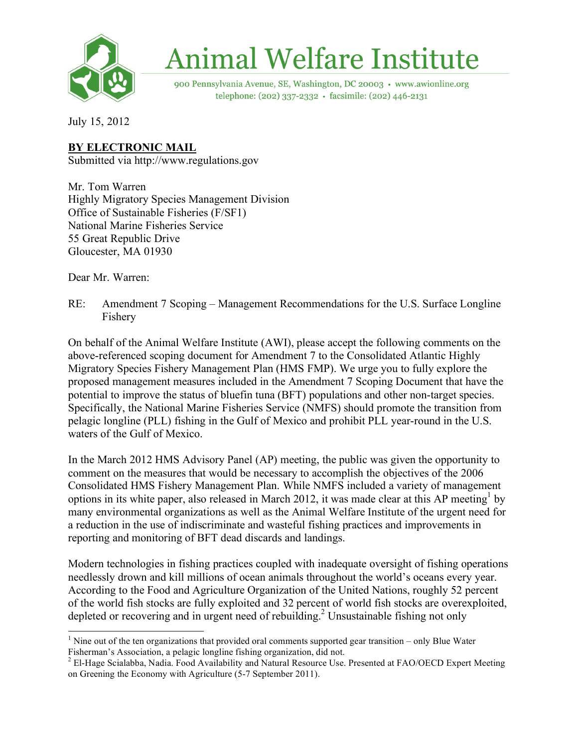# Animal Welfare Institute

900 Pennsylvania Avenue, SE, Washington, DC 20003 • www.awionline.org
telephone: (202) 337-2332 • facsimile: (202) 446-2131

July 15, 2012

**BY ELECTRONIC MAIL**
Submitted via http://www.regulations.gov

Mr. Tom Warren
Highly Migratory Species Management Division
Office of Sustainable Fisheries (F/SF1)
National Marine Fisheries Service
55 Great Republic Drive
Gloucester, MA 01930

Dear Mr. Warren:

RE: Amendment 7 Scoping – Management Recommendations for the U.S. Surface Longline Fishery

On behalf of the Animal Welfare Institute (AWI), please accept the following comments on the above-referenced scoping document for Amendment 7 to the Consolidated Atlantic Highly Migratory Species Fishery Management Plan (HMS FMP). We urge you to fully explore the proposed management measures included in the Amendment 7 Scoping Document that have the potential to improve the status of bluefin tuna (BFT) populations and other non-target species. Specifically, the National Marine Fisheries Service (NMFS) should promote the transition from pelagic longline (PLL) fishing in the Gulf of Mexico and prohibit PLL year-round in the U.S. waters of the Gulf of Mexico.

In the March 2012 HMS Advisory Panel (AP) meeting, the public was given the opportunity to comment on the measures that would be necessary to accomplish the objectives of the 2006 Consolidated HMS Fishery Management Plan. While NMFS included a variety of management options in its white paper, also released in March 2012, it was made clear at this AP meeting[1] by many environmental organizations as well as the Animal Welfare Institute of the urgent need for a reduction in the use of indiscriminate and wasteful fishing practices and improvements in reporting and monitoring of BFT dead discards and landings.

Modern technologies in fishing practices coupled with inadequate oversight of fishing operations needlessly drown and kill millions of ocean animals throughout the world's oceans every year. According to the Food and Agriculture Organization of the United Nations, roughly 52 percent of the world fish stocks are fully exploited and 32 percent of world fish stocks are overexploited, depleted or recovering and in urgent need of rebuilding.[2] Unsustainable fishing not only

---

[1] Nine out of the ten organizations that provided oral comments supported gear transition – only Blue Water Fisherman's Association, a pelagic longline fishing organization, did not.

[2] El-Hage Scialabba, Nadia. Food Availability and Natural Resource Use. Presented at FAO/OECD Expert Meeting on Greening the Economy with Agriculture (5-7 September 2011).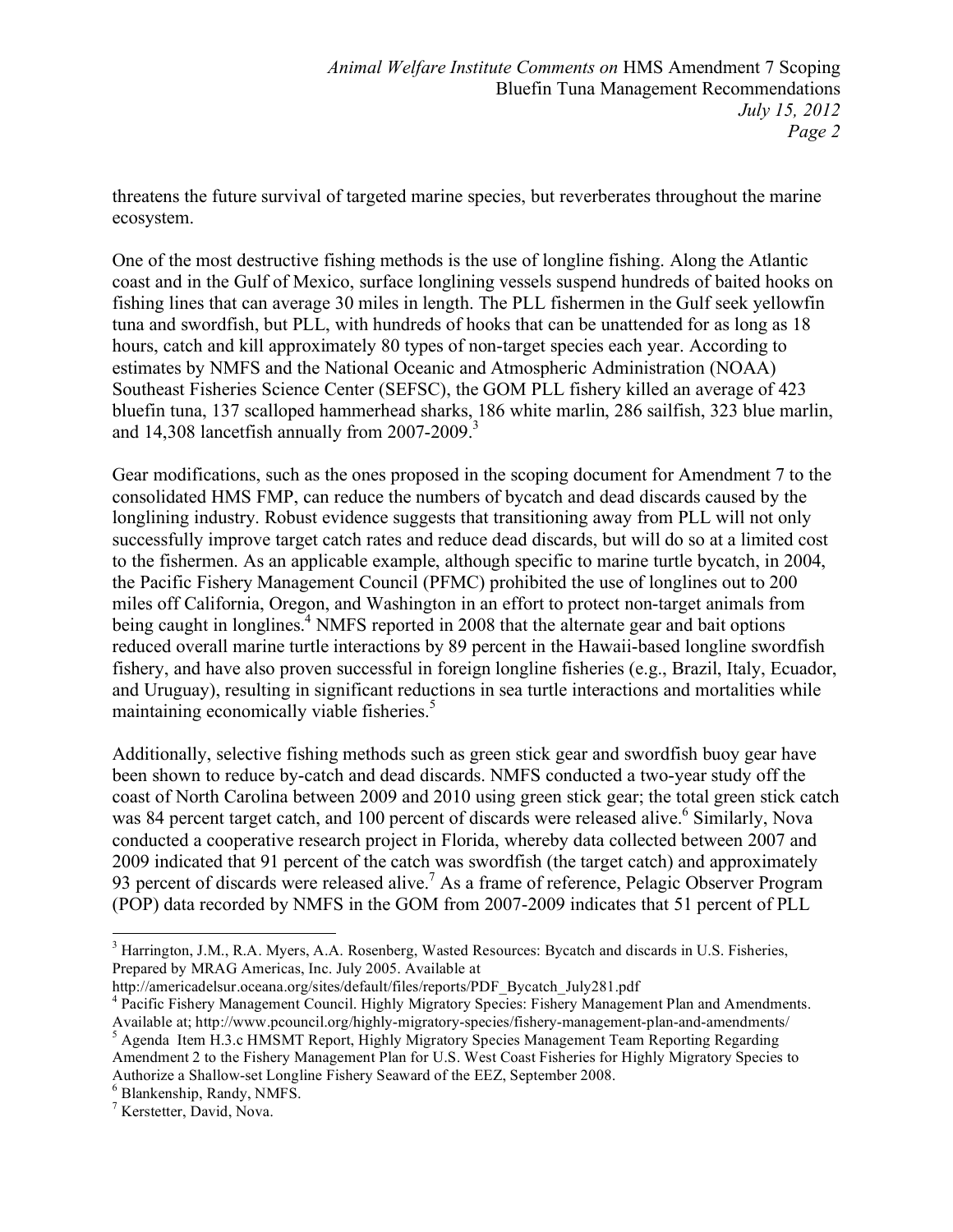threatens the future survival of targeted marine species, but reverberates throughout the marine ecosystem.

One of the most destructive fishing methods is the use of longline fishing. Along the Atlantic coast and in the Gulf of Mexico, surface longlining vessels suspend hundreds of baited hooks on fishing lines that can average 30 miles in length. The PLL fishermen in the Gulf seek yellowfin tuna and swordfish, but PLL, with hundreds of hooks that can be unattended for as long as 18 hours, catch and kill approximately 80 types of non-target species each year. According to estimates by NMFS and the National Oceanic and Atmospheric Administration (NOAA) Southeast Fisheries Science Center (SEFSC), the GOM PLL fishery killed an average of 423 bluefin tuna, 137 scalloped hammerhead sharks, 186 white marlin, 286 sailfish, 323 blue marlin, and 14,308 lancetfish annually from 2007-2009.[3]

Gear modifications, such as the ones proposed in the scoping document for Amendment 7 to the consolidated HMS FMP, can reduce the numbers of bycatch and dead discards caused by the longlining industry. Robust evidence suggests that transitioning away from PLL will not only successfully improve target catch rates and reduce dead discards, but will do so at a limited cost to the fishermen. As an applicable example, although specific to marine turtle bycatch, in 2004, the Pacific Fishery Management Council (PFMC) prohibited the use of longlines out to 200 miles off California, Oregon, and Washington in an effort to protect non-target animals from being caught in longlines.[4] NMFS reported in 2008 that the alternate gear and bait options reduced overall marine turtle interactions by 89 percent in the Hawaii-based longline swordfish fishery, and have also proven successful in foreign longline fisheries (e.g., Brazil, Italy, Ecuador, and Uruguay), resulting in significant reductions in sea turtle interactions and mortalities while maintaining economically viable fisheries.[5]

Additionally, selective fishing methods such as green stick gear and swordfish buoy gear have been shown to reduce by-catch and dead discards. NMFS conducted a two-year study off the coast of North Carolina between 2009 and 2010 using green stick gear; the total green stick catch was 84 percent target catch, and 100 percent of discards were released alive.[6] Similarly, Nova conducted a cooperative research project in Florida, whereby data collected between 2007 and 2009 indicated that 91 percent of the catch was swordfish (the target catch) and approximately 93 percent of discards were released alive.[7] As a frame of reference, Pelagic Observer Program (POP) data recorded by NMFS in the GOM from 2007-2009 indicates that 51 percent of PLL

---

[3] Harrington, J.M., R.A. Myers, A.A. Rosenberg, Wasted Resources: Bycatch and discards in U.S. Fisheries, Prepared by MRAG Americas, Inc. July 2005. Available at http://americadelsur.oceana.org/sites/default/files/reports/PDF_Bycatch_July281.pdf

[4] Pacific Fishery Management Council. Highly Migratory Species: Fishery Management Plan and Amendments. Available at; http://www.pcouncil.org/highly-migratory-species/fishery-management-plan-and-amendments/

[5] Agenda Item H.3.c HMSMT Report, Highly Migratory Species Management Team Reporting Regarding Amendment 2 to the Fishery Management Plan for U.S. West Coast Fisheries for Highly Migratory Species to Authorize a Shallow-set Longline Fishery Seaward of the EEZ, September 2008.

[6] Blankenship, Randy, NMFS.

[7] Kerstetter, David, Nova.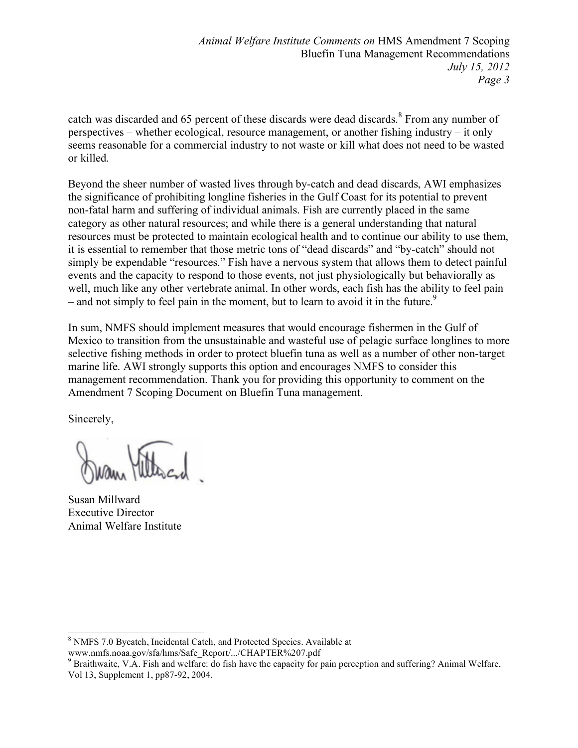catch was discarded and 65 percent of these discards were dead discards.[8] From any number of perspectives – whether ecological, resource management, or another fishing industry – it only seems reasonable for a commercial industry to not waste or kill what does not need to be wasted or killed.

Beyond the sheer number of wasted lives through by-catch and dead discards, AWI emphasizes the significance of prohibiting longline fisheries in the Gulf Coast for its potential to prevent non-fatal harm and suffering of individual animals. Fish are currently placed in the same category as other natural resources; and while there is a general understanding that natural resources must be protected to maintain ecological health and to continue our ability to use them, it is essential to remember that those metric tons of "dead discards" and "by-catch" should not simply be expendable "resources." Fish have a nervous system that allows them to detect painful events and the capacity to respond to those events, not just physiologically but behaviorally as well, much like any other vertebrate animal. In other words, each fish has the ability to feel pain – and not simply to feel pain in the moment, but to learn to avoid it in the future.[9]

In sum, NMFS should implement measures that would encourage fishermen in the Gulf of Mexico to transition from the unsustainable and wasteful use of pelagic surface longlines to more selective fishing methods in order to protect bluefin tuna as well as a number of other non-target marine life. AWI strongly supports this option and encourages NMFS to consider this management recommendation. Thank you for providing this opportunity to comment on the Amendment 7 Scoping Document on Bluefin Tuna management.

Sincerely,

Susan Millward
Executive Director
Animal Welfare Institute

---

[8] NMFS 7.0 Bycatch, Incidental Catch, and Protected Species. Available at www.nmfs.noaa.gov/sfa/hms/Safe_Report/.../CHAPTER%207.pdf

[9] Braithwaite, V.A. Fish and welfare: do fish have the capacity for pain perception and suffering? Animal Welfare, Vol 13, Supplement 1, pp87-92, 2004.